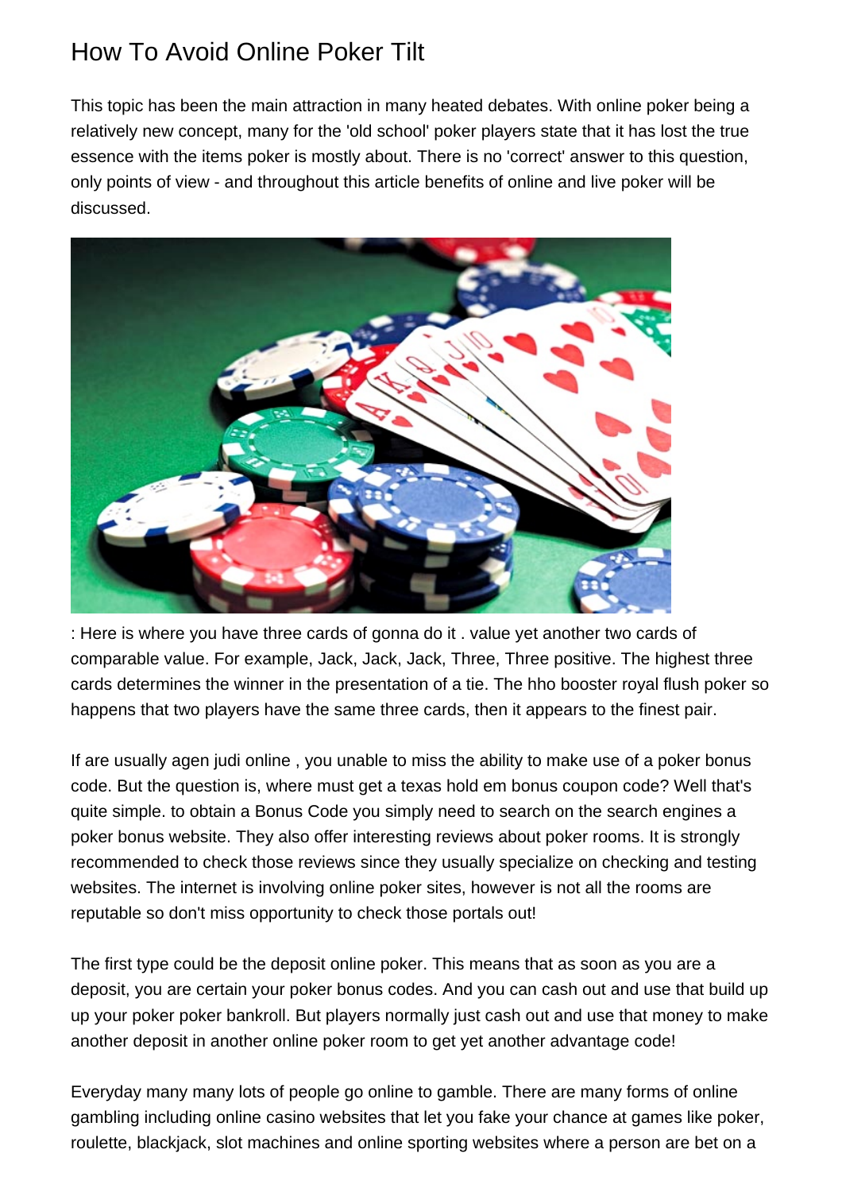# How To Avoid Online Poker Tilt

This topic has been the main attraction in many heated debates. With online poker being a relatively new concept, many for the 'old school' poker players state that it has lost the true essence with the items poker is mostly about. There is no 'correct' answer to this question, only points of view - and throughout this article benefits of online and live poker will be discussed.

: Here is where you have three cards of gonna do it . value yet another two cards of comparable value. For example, Jack, Jack, Jack, Three, Three positive. The highest three cards determines the winner in the presentation of a tie. The hho booster royal flush poker so happens that two players have the same three cards, then it appears to the finest pair.

If are usually agen judi online , you unable to miss the ability to make use of a poker bonus code. But the question is, where must get a texas hold em bonus coupon code? Well that's quite simple. to obtain a Bonus Code you simply need to search on the search engines a poker bonus website. They also offer interesting reviews about poker rooms. It is strongly recommended to check those reviews since they usually specialize on checking and testing websites. The internet is involving online poker sites, however is not all the rooms are reputable so don't miss opportunity to check those portals out!

The first type could be the deposit online poker. This means that as soon as you are a deposit, you are certain your poker bonus codes. And you can cash out and use that build up up your poker poker bankroll. But players normally just cash out and use that money to make another deposit in another online poker room to get yet another advantage code!

Everyday many many lots of people go online to gamble. There are many forms of online gambling including online casino websites that let you fake your chance at games like poker, roulette, blackjack, slot machines and online sporting websites where a person are bet on a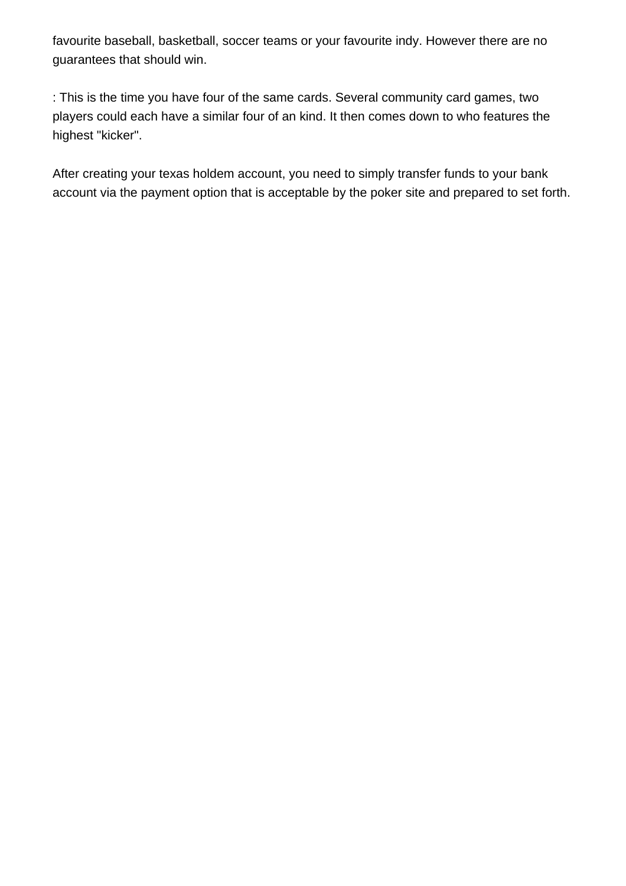favourite baseball, basketball, soccer teams or your favourite indy. However there are no guarantees that should win.

: This is the time you have four of the same cards. Several community card games, two players could each have a similar four of an kind. It then comes down to who features the highest "kicker".

After creating your texas holdem account, you need to simply transfer funds to your bank account via the payment option that is acceptable by the poker site and prepared to set forth.